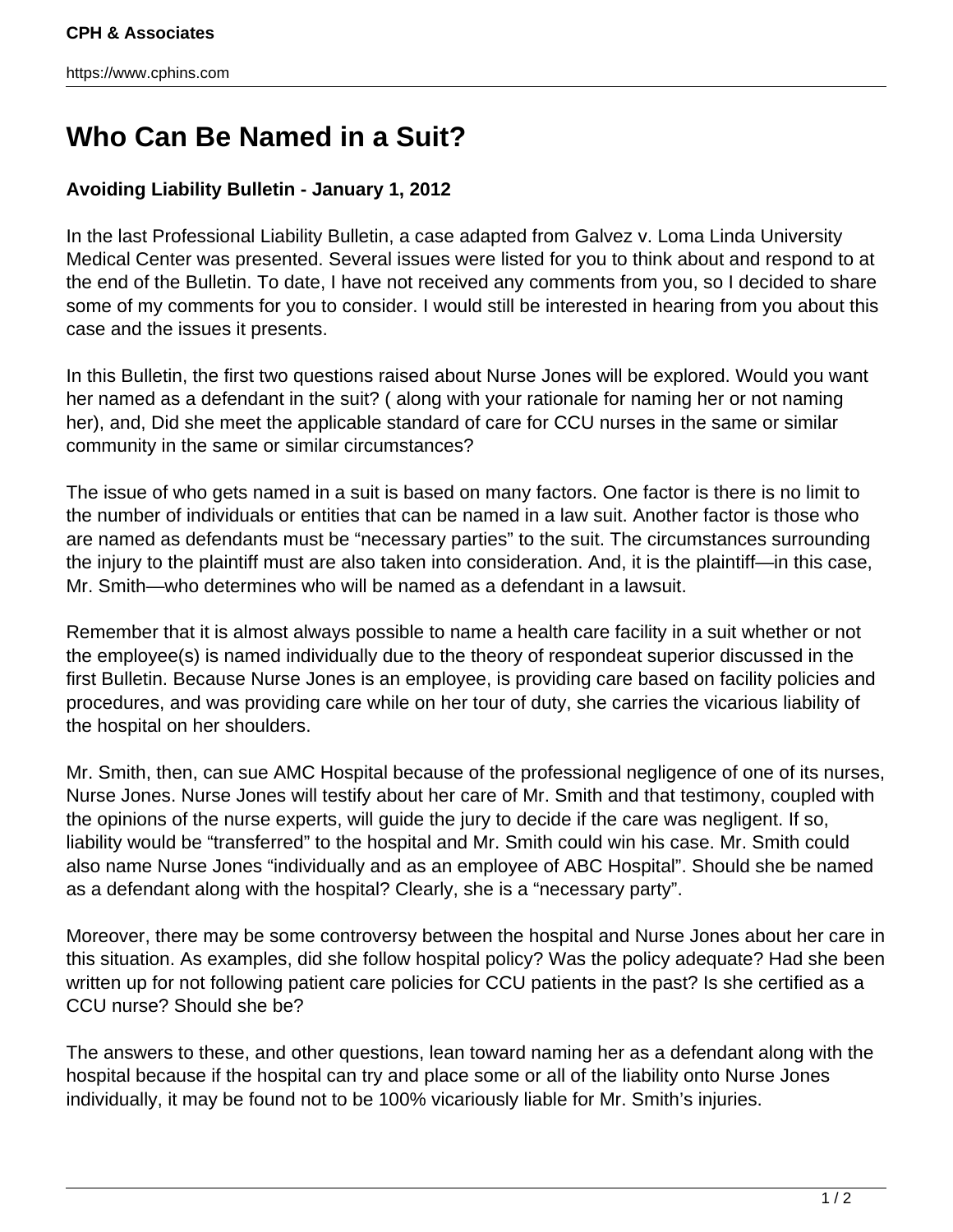# Who Can Be Named in a Suit?

**Avoiding Liability Bulletin - January 1, 2012**

In the last Professional Liability Bulletin, a case adapted from Galvez v. Loma Linda University Medical Center was presented. Several issues were listed for you to think about and respond to at the end of the Bulletin. To date, I have not received any comments from you, so I decided to share some of my comments for you to consider. I would still be interested in hearing from you about this case and the issues it presents.

In this Bulletin, the first two questions raised about Nurse Jones will be explored. Would you want her named as a defendant in the suit? ( along with your rationale for naming her or not naming her), and, Did she meet the applicable standard of care for CCU nurses in the same or similar community in the same or similar circumstances?

The issue of who gets named in a suit is based on many factors. One factor is there is no limit to the number of individuals or entities that can be named in a law suit. Another factor is those who are named as defendants must be "necessary parties" to the suit. The circumstances surrounding the injury to the plaintiff must are also taken into consideration. And, it is the plaintiff—in this case, Mr. Smith—who determines who will be named as a defendant in a lawsuit.

Remember that it is almost always possible to name a health care facility in a suit whether or not the employee(s) is named individually due to the theory of respondeat superior discussed in the first Bulletin. Because Nurse Jones is an employee, is providing care based on facility policies and procedures, and was providing care while on her tour of duty, she carries the vicarious liability of the hospital on her shoulders.

Mr. Smith, then, can sue AMC Hospital because of the professional negligence of one of its nurses, Nurse Jones. Nurse Jones will testify about her care of Mr. Smith and that testimony, coupled with the opinions of the nurse experts, will guide the jury to decide if the care was negligent. If so, liability would be "transferred" to the hospital and Mr. Smith could win his case. Mr. Smith could also name Nurse Jones "individually and as an employee of ABC Hospital". Should she be named as a defendant along with the hospital? Clearly, she is a "necessary party".

Moreover, there may be some controversy between the hospital and Nurse Jones about her care in this situation. As examples, did she follow hospital policy? Was the policy adequate? Had she been written up for not following patient care policies for CCU patients in the past? Is she certified as a CCU nurse? Should she be?

The answers to these, and other questions, lean toward naming her as a defendant along with the hospital because if the hospital can try and place some or all of the liability onto Nurse Jones individually, it may be found not to be 100% vicariously liable for Mr. Smith's injuries.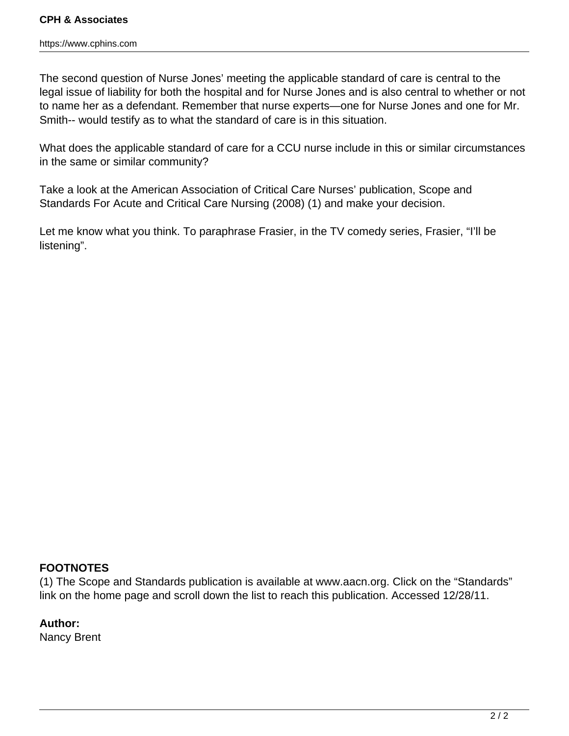The second question of Nurse Jones' meeting the applicable standard of care is central to the legal issue of liability for both the hospital and for Nurse Jones and is also central to whether or not to name her as a defendant. Remember that nurse experts—one for Nurse Jones and one for Mr. Smith-- would testify as to what the standard of care is in this situation.

What does the applicable standard of care for a CCU nurse include in this or similar circumstances in the same or similar community?

Take a look at the American Association of Critical Care Nurses' publication, Scope and Standards For Acute and Critical Care Nursing (2008) (1) and make your decision.

Let me know what you think. To paraphrase Frasier, in the TV comedy series, Frasier, "I'll be listening".

**FOOTNOTES**

(1) The Scope and Standards publication is available at www.aacn.org. Click on the "Standards" link on the home page and scroll down the list to reach this publication. Accessed 12/28/11.

**Author:**

Nancy Brent